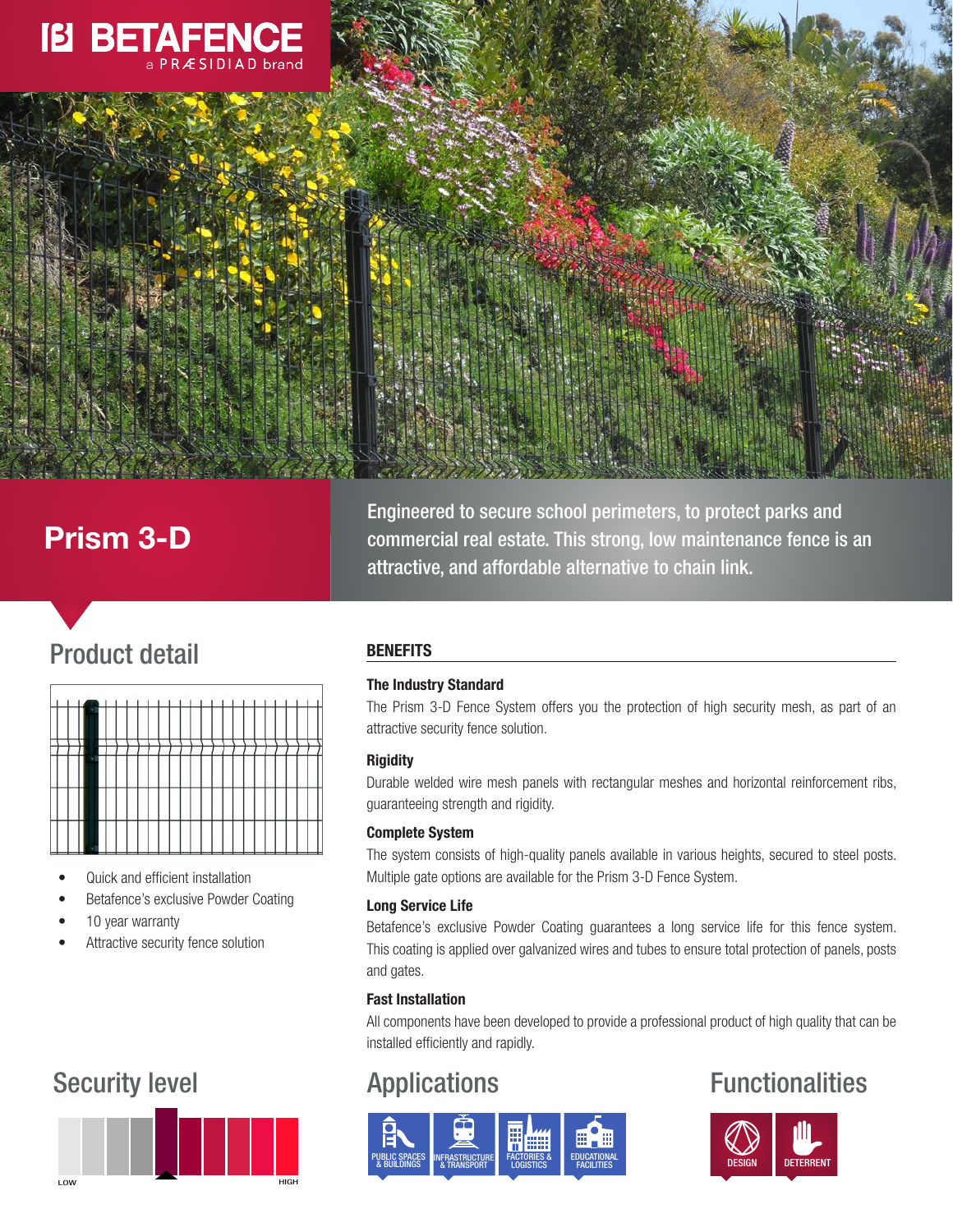BETAFENCE
a PRÆSIDIAD brand

# Prism 3-D

Engineered to secure school perimeters, to protect parks and commercial real estate. This strong, low maintenance fence is an attractive, and affordable alternative to chain link.

## Product detail

- Quick and efficient installation
- Betafence's exclusive Powder Coating
- 10 year warranty
- Attractive security fence solution

## BENEFITS

### The Industry Standard

The Prism 3-D Fence System offers you the protection of high security mesh, as part of an attractive security fence solution.

### Rigidity

Durable welded wire mesh panels with rectangular meshes and horizontal reinforcement ribs, guaranteeing strength and rigidity.

### Complete System

The system consists of high-quality panels available in various heights, secured to steel posts. Multiple gate options are available for the Prism 3-D Fence System.

### Long Service Life

Betafence's exclusive Powder Coating guarantees a long service life for this fence system. This coating is applied over galvanized wires and tubes to ensure total protection of panels, posts and gates.

### Fast Installation

All components have been developed to provide a professional product of high quality that can be installed efficiently and rapidly.

## Security level

LOW — HIGH

## Applications

- PUBLIC SPACES & BUILDINGS
- INFRASTRUCTURE & TRANSPORT
- FACTORIES & LOGISTICS
- EDUCATIONAL FACILITIES

## Functionalities

- DESIGN
- DETERRENT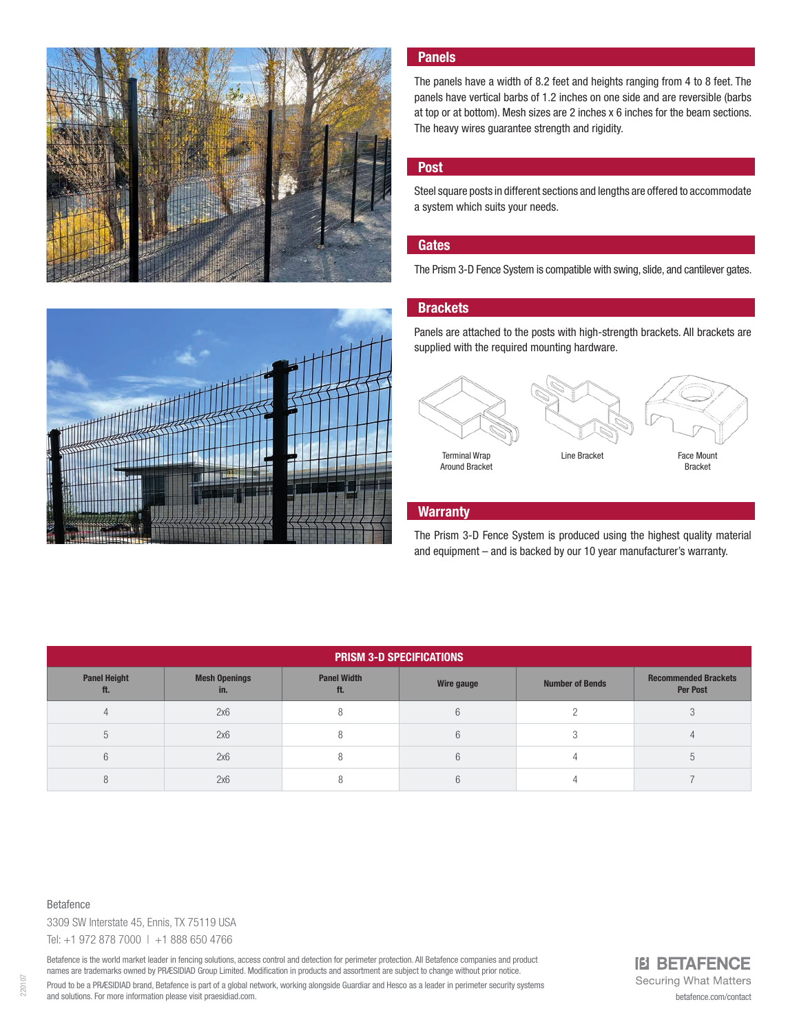## Panels

The panels have a width of 8.2 feet and heights ranging from 4 to 8 feet. The panels have vertical barbs of 1.2 inches on one side and are reversible (barbs at top or at bottom). Mesh sizes are 2 inches x 6 inches for the beam sections. The heavy wires guarantee strength and rigidity.

## Post

Steel square posts in different sections and lengths are offered to accommodate a system which suits your needs.

## Gates

The Prism 3-D Fence System is compatible with swing, slide, and cantilever gates.

## Brackets

Panels are attached to the posts with high-strength brackets. All brackets are supplied with the required mounting hardware.

Terminal Wrap Around Bracket

Line Bracket

Face Mount Bracket

## Warranty

The Prism 3-D Fence System is produced using the highest quality material and equipment – and is backed by our 10 year manufacturer's warranty.

**PRISM 3-D SPECIFICATIONS**

| Panel Height ft. | Mesh Openings in. | Panel Width ft. | Wire gauge | Number of Bends | Recommended Brackets Per Post |
|---|---|---|---|---|---|
| 4 | 2x6 | 8 | 6 | 2 | 3 |
| 5 | 2x6 | 8 | 6 | 3 | 4 |
| 6 | 2x6 | 8 | 6 | 4 | 5 |
| 8 | 2x6 | 8 | 6 | 4 | 7 |

Betafence

3309 SW Interstate 45, Ennis, TX 75119 USA

Tel: +1 972 878 7000 | +1 888 650 4766

Betafence is the world market leader in fencing solutions, access control and detection for perimeter protection. All Betafence companies and product names are trademarks owned by PRÆSIDIAD Group Limited. Modification in products and assortment are subject to change without prior notice.

Proud to be a PRÆSIDIAD brand, Betafence is part of a global network, working alongside Guardian and Hesco as a leader in perimeter security systems and solutions. For more information please visit praesidiad.com.

BETAFENCE
Securing What Matters
betafence.com/contact

220107